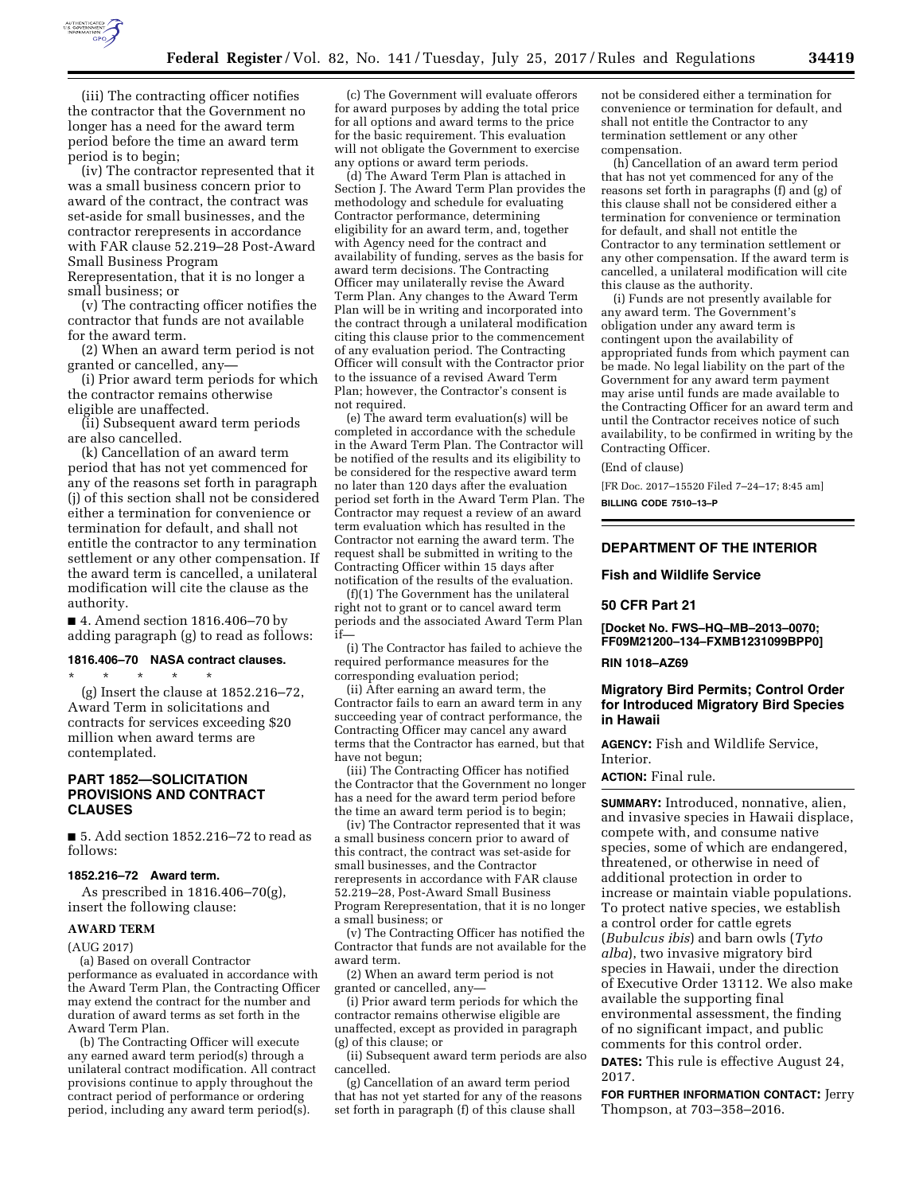(iii) The contracting officer notifies the contractor that the Government no longer has a need for the award term period before the time an award term period is to begin;

(iv) The contractor represented that it was a small business concern prior to award of the contract, the contract was set-aside for small businesses, and the contractor rerepresents in accordance with FAR clause 52.219–28 Post-Award Small Business Program Rerepresentation, that it is no longer a small business; or

(v) The contracting officer notifies the contractor that funds are not available for the award term.

(2) When an award term period is not granted or cancelled, any—

(i) Prior award term periods for which the contractor remains otherwise eligible are unaffected.

(ii) Subsequent award term periods are also cancelled.

(k) Cancellation of an award term period that has not yet commenced for any of the reasons set forth in paragraph (j) of this section shall not be considered either a termination for convenience or termination for default, and shall not entitle the contractor to any termination settlement or any other compensation. If the award term is cancelled, a unilateral modification will cite the clause as the authority.

■ 4. Amend section 1816.406–70 by adding paragraph (g) to read as follows:

**1816.406–70 NASA contract clauses.**

\* \* \* \* \*

(g) Insert the clause at 1852.216–72, Award Term in solicitations and contracts for services exceeding $20 million when award terms are contemplated.

## PART 1852—SOLICITATION PROVISIONS AND CONTRACT CLAUSES

■ 5. Add section 1852.216–72 to read as follows:

**1852.216–72 Award term.**

As prescribed in 1816.406–70(g), insert the following clause:

AWARD TERM

(AUG 2017)

(a) Based on overall Contractor performance as evaluated in accordance with the Award Term Plan, the Contracting Officer may extend the contract for the number and duration of award terms as set forth in the Award Term Plan.

(b) The Contracting Officer will execute any earned award term period(s) through a unilateral contract modification. All contract provisions continue to apply throughout the contract period of performance or ordering period, including any award term period(s).

(c) The Government will evaluate offerors for award purposes by adding the total price for all options and award terms to the price for the basic requirement. This evaluation will not obligate the Government to exercise any options or award term periods.

(d) The Award Term Plan is attached in Section J. The Award Term Plan provides the methodology and schedule for evaluating Contractor performance, determining eligibility for an award term, and, together with Agency need for the contract and availability of funding, serves as the basis for award term decisions. The Contracting Officer may unilaterally revise the Award Term Plan. Any changes to the Award Term Plan will be in writing and incorporated into the contract through a unilateral modification citing this clause prior to the commencement of any evaluation period. The Contracting Officer will consult with the Contractor prior to the issuance of a revised Award Term Plan; however, the Contractor's consent is not required.

(e) The award term evaluation(s) will be completed in accordance with the schedule in the Award Term Plan. The Contractor will be notified of the results and its eligibility to be considered for the respective award term no later than 120 days after the evaluation period set forth in the Award Term Plan. The Contractor may request a review of an award term evaluation which has resulted in the Contractor not earning the award term. The request shall be submitted in writing to the Contracting Officer within 15 days after notification of the results of the evaluation.

(f)(1) The Government has the unilateral right not to grant or to cancel award term periods and the associated Award Term Plan if—

(i) The Contractor has failed to achieve the required performance measures for the corresponding evaluation period;

(ii) After earning an award term, the Contractor fails to earn an award term in any succeeding year of contract performance, the Contracting Officer may cancel any award terms that the Contractor has earned, but that have not begun;

(iii) The Contracting Officer has notified the Contractor that the Government no longer has a need for the award term period before the time an award term period is to begin;

(iv) The Contractor represented that it was a small business concern prior to award of this contract, the contract was set-aside for small businesses, and the Contractor rerepresents in accordance with FAR clause 52.219–28, Post-Award Small Business Program Rerepresentation, that it is no longer a small business; or

(v) The Contracting Officer has notified the Contractor that funds are not available for the award term.

(2) When an award term period is not granted or cancelled, any—

(i) Prior award term periods for which the contractor remains otherwise eligible are unaffected, except as provided in paragraph (g) of this clause; or

(ii) Subsequent award term periods are also cancelled.

(g) Cancellation of an award term period that has not yet started for any of the reasons set forth in paragraph (f) of this clause shall not be considered either a termination for convenience or termination for default, and shall not entitle the Contractor to any termination settlement or any other compensation.

(h) Cancellation of an award term period that has not yet commenced for any of the reasons set forth in paragraphs (f) and (g) of this clause shall not be considered either a termination for convenience or termination for default, and shall not entitle the Contractor to any termination settlement or any other compensation. If the award term is cancelled, a unilateral modification will cite this clause as the authority.

(i) Funds are not presently available for any award term. The Government's obligation under any award term is contingent upon the availability of appropriated funds from which payment can be made. No legal liability on the part of the Government for any award term payment may arise until funds are made available to the Contracting Officer for an award term and until the Contractor receives notice of such availability, to be confirmed in writing by the Contracting Officer.

(End of clause)

[FR Doc. 2017–15520 Filed 7–24–17; 8:45 am]

**BILLING CODE 7510–13–P**

---

## DEPARTMENT OF THE INTERIOR

### Fish and Wildlife Service

### 50 CFR Part 21

**[Docket No. FWS–HQ–MB–2013–0070; FF09M21200–134–FXMB1231099BPP0]**

**RIN 1018–AZ69**

### Migratory Bird Permits; Control Order for Introduced Migratory Bird Species in Hawaii

**AGENCY:** Fish and Wildlife Service, Interior.

**ACTION:** Final rule.

**SUMMARY:** Introduced, nonnative, alien, and invasive species in Hawaii displace, compete with, and consume native species, some of which are endangered, threatened, or otherwise in need of additional protection in order to increase or maintain viable populations. To protect native species, we establish a control order for cattle egrets (*Bubulcus ibis*) and barn owls (*Tyto alba*), two invasive migratory bird species in Hawaii, under the direction of Executive Order 13112. We also make available the supporting final environmental assessment, the finding of no significant impact, and public comments for this control order.

**DATES:** This rule is effective August 24, 2017.

**FOR FURTHER INFORMATION CONTACT:** Jerry Thompson, at 703–358–2016.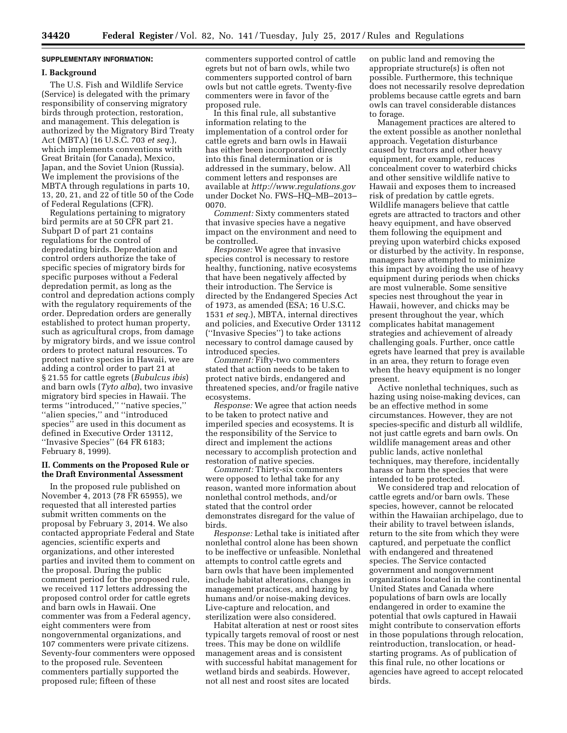## SUPPLEMENTARY INFORMATION:

### I. Background

The U.S. Fish and Wildlife Service (Service) is delegated with the primary responsibility of conserving migratory birds through protection, restoration, and management. This delegation is authorized by the Migratory Bird Treaty Act (MBTA) (16 U.S.C. 703 *et seq.*), which implements conventions with Great Britain (for Canada), Mexico, Japan, and the Soviet Union (Russia). We implement the provisions of the MBTA through regulations in parts 10, 13, 20, 21, and 22 of title 50 of the Code of Federal Regulations (CFR).

Regulations pertaining to migratory bird permits are at 50 CFR part 21. Subpart D of part 21 contains regulations for the control of depredating birds. Depredation and control orders authorize the take of specific species of migratory birds for specific purposes without a Federal depredation permit, as long as the control and depredation actions comply with the regulatory requirements of the order. Depredation orders are generally established to protect human property, such as agricultural crops, from damage by migratory birds, and we issue control orders to protect natural resources. To protect native species in Hawaii, we are adding a control order to part 21 at § 21.55 for cattle egrets (*Bubulcus ibis*) and barn owls (*Tyto alba*), two invasive migratory bird species in Hawaii. The terms ''introduced,'' ''native species,'' ''alien species,'' and ''introduced species'' are used in this document as defined in Executive Order 13112, ''Invasive Species'' (64 FR 6183; February 8, 1999).

### II. Comments on the Proposed Rule or the Draft Environmental Assessment

In the proposed rule published on November 4, 2013 (78 FR 65955), we requested that all interested parties submit written comments on the proposal by February 3, 2014. We also contacted appropriate Federal and State agencies, scientific experts and organizations, and other interested parties and invited them to comment on the proposal. During the public comment period for the proposed rule, we received 117 letters addressing the proposed control order for cattle egrets and barn owls in Hawaii. One commenter was from a Federal agency, eight commenters were from nongovernmental organizations, and 107 commenters were private citizens. Seventy-four commenters were opposed to the proposed rule. Seventeen commenters partially supported the proposed rule; fifteen of these commenters supported control of cattle egrets but not of barn owls, while two commenters supported control of barn owls but not cattle egrets. Twenty-five commenters were in favor of the proposed rule.

In this final rule, all substantive information relating to the implementation of a control order for cattle egrets and barn owls in Hawaii has either been incorporated directly into this final determination or is addressed in the summary, below. All comment letters and responses are available at *http://www.regulations.gov* under Docket No. FWS–HQ–MB–2013–0070.

*Comment:* Sixty commenters stated that invasive species have a negative impact on the environment and need to be controlled.

*Response:* We agree that invasive species control is necessary to restore healthy, functioning, native ecosystems that have been negatively affected by their introduction. The Service is directed by the Endangered Species Act of 1973, as amended (ESA; 16 U.S.C. 1531 *et seq.*), MBTA, internal directives and policies, and Executive Order 13112 (''Invasive Species'') to take actions necessary to control damage caused by introduced species.

*Comment:* Fifty-two commenters stated that action needs to be taken to protect native birds, endangered and threatened species, and/or fragile native ecosystems.

*Response:* We agree that action needs to be taken to protect native and imperiled species and ecosystems. It is the responsibility of the Service to direct and implement the actions necessary to accomplish protection and restoration of native species.

*Comment:* Thirty-six commenters were opposed to lethal take for any reason, wanted more information about nonlethal control methods, and/or stated that the control order demonstrates disregard for the value of birds.

*Response:* Lethal take is initiated after nonlethal control alone has been shown to be ineffective or unfeasible. Nonlethal attempts to control cattle egrets and barn owls that have been implemented include habitat alterations, changes in management practices, and hazing by humans and/or noise-making devices. Live-capture and relocation, and sterilization were also considered.

Habitat alteration at nest or roost sites typically targets removal of roost or nest trees. This may be done on wildlife management areas and is consistent with successful habitat management for wetland birds and seabirds. However, not all nest and roost sites are located on public land and removing the appropriate structure(s) is often not possible. Furthermore, this technique does not necessarily resolve depredation problems because cattle egrets and barn owls can travel considerable distances to forage.

Management practices are altered to the extent possible as another nonlethal approach. Vegetation disturbance caused by tractors and other heavy equipment, for example, reduces concealment cover to waterbird chicks and other sensitive wildlife native to Hawaii and exposes them to increased risk of predation by cattle egrets. Wildlife managers believe that cattle egrets are attracted to tractors and other heavy equipment, and have observed them following the equipment and preying upon waterbird chicks exposed or disturbed by the activity. In response, managers have attempted to minimize this impact by avoiding the use of heavy equipment during periods when chicks are most vulnerable. Some sensitive species nest throughout the year in Hawaii, however, and chicks may be present throughout the year, which complicates habitat management strategies and achievement of already challenging goals. Further, once cattle egrets have learned that prey is available in an area, they return to forage even when the heavy equipment is no longer present.

Active nonlethal techniques, such as hazing using noise-making devices, can be an effective method in some circumstances. However, they are not species-specific and disturb all wildlife, not just cattle egrets and barn owls. On wildlife management areas and other public lands, active nonlethal techniques, may therefore, incidentally harass or harm the species that were intended to be protected.

We considered trap and relocation of cattle egrets and/or barn owls. These species, however, cannot be relocated within the Hawaiian archipelago, due to their ability to travel between islands, return to the site from which they were captured, and perpetuate the conflict with endangered and threatened species. The Service contacted government and nongovernment organizations located in the continental United States and Canada where populations of barn owls are locally endangered in order to examine the potential that owls captured in Hawaii might contribute to conservation efforts in those populations through relocation, reintroduction, translocation, or head-starting programs. As of publication of this final rule, no other locations or agencies have agreed to accept relocated birds.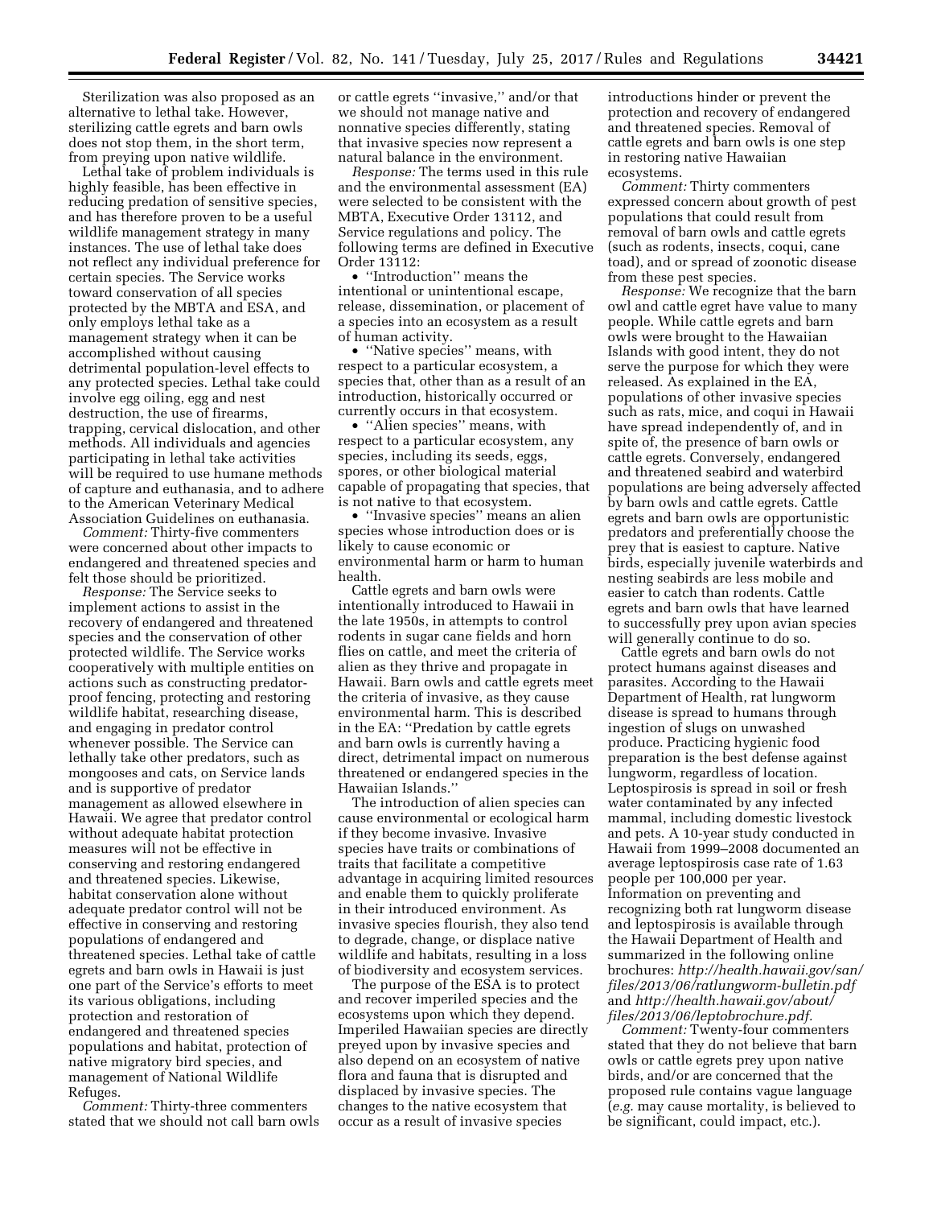Sterilization was also proposed as an alternative to lethal take. However, sterilizing cattle egrets and barn owls does not stop them, in the short term, from preying upon native wildlife.

Lethal take of problem individuals is highly feasible, has been effective in reducing predation of sensitive species, and has therefore proven to be a useful wildlife management strategy in many instances. The use of lethal take does not reflect any individual preference for certain species. The Service works toward conservation of all species protected by the MBTA and ESA, and only employs lethal take as a management strategy when it can be accomplished without causing detrimental population-level effects to any protected species. Lethal take could involve egg oiling, egg and nest destruction, the use of firearms, trapping, cervical dislocation, and other methods. All individuals and agencies participating in lethal take activities will be required to use humane methods of capture and euthanasia, and to adhere to the American Veterinary Medical Association Guidelines on euthanasia.

*Comment:* Thirty-five commenters were concerned about other impacts to endangered and threatened species and felt those should be prioritized.

*Response:* The Service seeks to implement actions to assist in the recovery of endangered and threatened species and the conservation of other protected wildlife. The Service works cooperatively with multiple entities on actions such as constructing predator-proof fencing, protecting and restoring wildlife habitat, researching disease, and engaging in predator control whenever possible. The Service can lethally take other predators, such as mongooses and cats, on Service lands and is supportive of predator management as allowed elsewhere in Hawaii. We agree that predator control without adequate habitat protection measures will not be effective in conserving and restoring endangered and threatened species. Likewise, habitat conservation alone without adequate predator control will not be effective in conserving and restoring populations of endangered and threatened species. Lethal take of cattle egrets and barn owls in Hawaii is just one part of the Service's efforts to meet its various obligations, including protection and restoration of endangered and threatened species populations and habitat, protection of native migratory bird species, and management of National Wildlife Refuges.

*Comment:* Thirty-three commenters stated that we should not call barn owls or cattle egrets ''invasive,'' and/or that we should not manage native and nonnative species differently, stating that invasive species now represent a natural balance in the environment.

*Response:* The terms used in this rule and the environmental assessment (EA) were selected to be consistent with the MBTA, Executive Order 13112, and Service regulations and policy. The following terms are defined in Executive Order 13112:

- ''Introduction'' means the intentional or unintentional escape, release, dissemination, or placement of a species into an ecosystem as a result of human activity.
- ''Native species'' means, with respect to a particular ecosystem, a species that, other than as a result of an introduction, historically occurred or currently occurs in that ecosystem.
- ''Alien species'' means, with respect to a particular ecosystem, any species, including its seeds, eggs, spores, or other biological material capable of propagating that species, that is not native to that ecosystem.
- ''Invasive species'' means an alien species whose introduction does or is likely to cause economic or environmental harm or harm to human health.

Cattle egrets and barn owls were intentionally introduced to Hawaii in the late 1950s, in attempts to control rodents in sugar cane fields and horn flies on cattle, and meet the criteria of alien as they thrive and propagate in Hawaii. Barn owls and cattle egrets meet the criteria of invasive, as they cause environmental harm. This is described in the EA: ''Predation by cattle egrets and barn owls is currently having a direct, detrimental impact on numerous threatened or endangered species in the Hawaiian Islands.''

The introduction of alien species can cause environmental or ecological harm if they become invasive. Invasive species have traits or combinations of traits that facilitate a competitive advantage in acquiring limited resources and enable them to quickly proliferate in their introduced environment. As invasive species flourish, they also tend to degrade, change, or displace native wildlife and habitats, resulting in a loss of biodiversity and ecosystem services.

The purpose of the ESA is to protect and recover imperiled species and the ecosystems upon which they depend. Imperiled Hawaiian species are directly preyed upon by invasive species and also depend on an ecosystem of native flora and fauna that is disrupted and displaced by invasive species. The changes to the native ecosystem that occur as a result of invasive species introductions hinder or prevent the protection and recovery of endangered and threatened species. Removal of cattle egrets and barn owls is one step in restoring native Hawaiian ecosystems.

*Comment:* Thirty commenters expressed concern about growth of pest populations that could result from removal of barn owls and cattle egrets (such as rodents, insects, coqui, cane toad), and or spread of zoonotic disease from these pest species.

*Response:* We recognize that the barn owl and cattle egret have value to many people. While cattle egrets and barn owls were brought to the Hawaiian Islands with good intent, they do not serve the purpose for which they were released. As explained in the EA, populations of other invasive species such as rats, mice, and coqui in Hawaii have spread independently of, and in spite of, the presence of barn owls or cattle egrets. Conversely, endangered and threatened seabird and waterbird populations are being adversely affected by barn owls and cattle egrets. Cattle egrets and barn owls are opportunistic predators and preferentially choose the prey that is easiest to capture. Native birds, especially juvenile waterbirds and nesting seabirds are less mobile and easier to catch than rodents. Cattle egrets and barn owls that have learned to successfully prey upon avian species will generally continue to do so.

Cattle egrets and barn owls do not protect humans against diseases and parasites. According to the Hawaii Department of Health, rat lungworm disease is spread to humans through ingestion of slugs on unwashed produce. Practicing hygienic food preparation is the best defense against lungworm, regardless of location. Leptospirosis is spread in soil or fresh water contaminated by any infected mammal, including domestic livestock and pets. A 10-year study conducted in Hawaii from 1999–2008 documented an average leptospirosis case rate of 1.63 people per 100,000 per year. Information on preventing and recognizing both rat lungworm disease and leptospirosis is available through the Hawaii Department of Health and summarized in the following online brochures: *http://health.hawaii.gov/san/files/2013/06/ratlungworm-bulletin.pdf* and *http://health.hawaii.gov/about/files/2013/06/leptobrochure.pdf.*

*Comment:* Twenty-four commenters stated that they do not believe that barn owls or cattle egrets prey upon native birds, and/or are concerned that the proposed rule contains vague language (*e.g.* may cause mortality, is believed to be significant, could impact, etc.).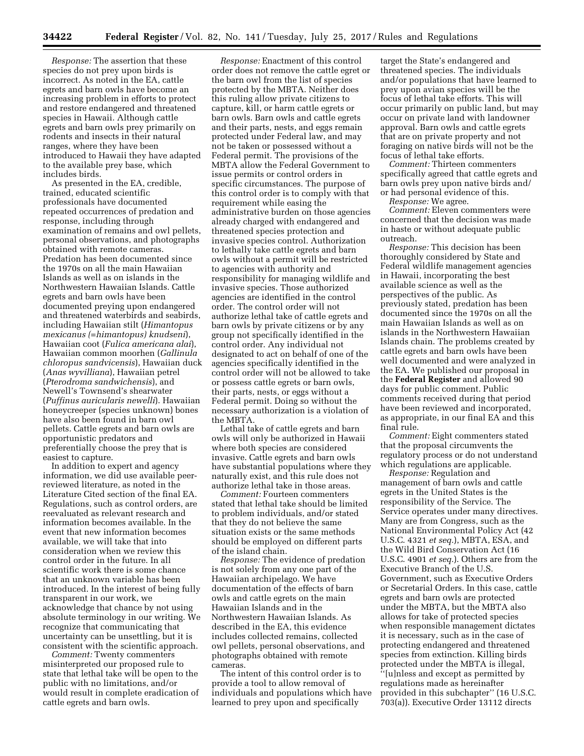*Response:* The assertion that these species do not prey upon birds is incorrect. As noted in the EA, cattle egrets and barn owls have become an increasing problem in efforts to protect and restore endangered and threatened species in Hawaii. Although cattle egrets and barn owls prey primarily on rodents and insects in their natural ranges, where they have been introduced to Hawaii they have adapted to the available prey base, which includes birds.

As presented in the EA, credible, trained, educated scientific professionals have documented repeated occurrences of predation and response, including through examination of remains and owl pellets, personal observations, and photographs obtained with remote cameras. Predation has been documented since the 1970s on all the main Hawaiian Islands as well as on islands in the Northwestern Hawaiian Islands. Cattle egrets and barn owls have been documented preying upon endangered and threatened waterbirds and seabirds, including Hawaiian stilt (*Himantopus mexicanus (=himantopus) knudseni*), Hawaiian coot (*Fulica americana alai*), Hawaiian common moorhen (*Gallinula chloropus sandvicensis*), Hawaiian duck (*Anas wyvilliana*), Hawaiian petrel (*Pterodroma sandwichensis*), and Newell's Townsend's shearwater (*Puffinus auricularis newelli*). Hawaiian honeycreeper (species unknown) bones have also been found in barn owl pellets. Cattle egrets and barn owls are opportunistic predators and preferentially choose the prey that is easiest to capture.

In addition to expert and agency information, we did use available peer-reviewed literature, as noted in the Literature Cited section of the final EA. Regulations, such as control orders, are reevaluated as relevant research and information becomes available. In the event that new information becomes available, we will take that into consideration when we review this control order in the future. In all scientific work there is some chance that an unknown variable has been introduced. In the interest of being fully transparent in our work, we acknowledge that chance by not using absolute terminology in our writing. We recognize that communicating that uncertainty can be unsettling, but it is consistent with the scientific approach.

*Comment:* Twenty commenters misinterpreted our proposed rule to state that lethal take will be open to the public with no limitations, and/or would result in complete eradication of cattle egrets and barn owls.

*Response:* Enactment of this control order does not remove the cattle egret or the barn owl from the list of species protected by the MBTA. Neither does this ruling allow private citizens to capture, kill, or harm cattle egrets or barn owls. Barn owls and cattle egrets and their parts, nests, and eggs remain protected under Federal law, and may not be taken or possessed without a Federal permit. The provisions of the MBTA allow the Federal Government to issue permits or control orders in specific circumstances. The purpose of this control order is to comply with that requirement while easing the administrative burden on those agencies already charged with endangered and threatened species protection and invasive species control. Authorization to lethally take cattle egrets and barn owls without a permit will be restricted to agencies with authority and responsibility for managing wildlife and invasive species. Those authorized agencies are identified in the control order. The control order will not authorize lethal take of cattle egrets and barn owls by private citizens or by any group not specifically identified in the control order. Any individual not designated to act on behalf of one of the agencies specifically identified in the control order will not be allowed to take or possess cattle egrets or barn owls, their parts, nests, or eggs without a Federal permit. Doing so without the necessary authorization is a violation of the MBTA.

Lethal take of cattle egrets and barn owls will only be authorized in Hawaii where both species are considered invasive. Cattle egrets and barn owls have substantial populations where they naturally exist, and this rule does not authorize lethal take in those areas.

*Comment:* Fourteen commenters stated that lethal take should be limited to problem individuals, and/or stated that they do not believe the same situation exists or the same methods should be employed on different parts of the island chain.

*Response:* The evidence of predation is not solely from any one part of the Hawaiian archipelago. We have documentation of the effects of barn owls and cattle egrets on the main Hawaiian Islands and in the Northwestern Hawaiian Islands. As described in the EA, this evidence includes collected remains, collected owl pellets, personal observations, and photographs obtained with remote cameras.

The intent of this control order is to provide a tool to allow removal of individuals and populations which have learned to prey upon and specifically target the State's endangered and threatened species. The individuals and/or populations that have learned to prey upon avian species will be the focus of lethal take efforts. This will occur primarily on public land, but may occur on private land with landowner approval. Barn owls and cattle egrets that are on private property and not foraging on native birds will not be the focus of lethal take efforts.

*Comment:* Thirteen commenters specifically agreed that cattle egrets and barn owls prey upon native birds and/or had personal evidence of this.

*Response:* We agree.

*Comment:* Eleven commenters were concerned that the decision was made in haste or without adequate public outreach.

*Response:* This decision has been thoroughly considered by State and Federal wildlife management agencies in Hawaii, incorporating the best available science as well as the perspectives of the public. As previously stated, predation has been documented since the 1970s on all the main Hawaiian Islands as well as on islands in the Northwestern Hawaiian Islands chain. The problems created by cattle egrets and barn owls have been well documented and were analyzed in the EA. We published our proposal in the **Federal Register** and allowed 90 days for public comment. Public comments received during that period have been reviewed and incorporated, as appropriate, in our final EA and this final rule.

*Comment:* Eight commenters stated that the proposal circumvents the regulatory process or do not understand which regulations are applicable.

*Response:* Regulation and management of barn owls and cattle egrets in the United States is the responsibility of the Service. The Service operates under many directives. Many are from Congress, such as the National Environmental Policy Act (42 U.S.C. 4321 *et seq.*), MBTA, ESA, and the Wild Bird Conservation Act (16 U.S.C. 4901 *et seq.*). Others are from the Executive Branch of the U.S. Government, such as Executive Orders or Secretarial Orders. In this case, cattle egrets and barn owls are protected under the MBTA, but the MBTA also allows for take of protected species when responsible management dictates it is necessary, such as in the case of protecting endangered and threatened species from extinction. Killing birds protected under the MBTA is illegal, ''[u]nless and except as permitted by regulations made as hereinafter provided in this subchapter'' (16 U.S.C. 703(a)). Executive Order 13112 directs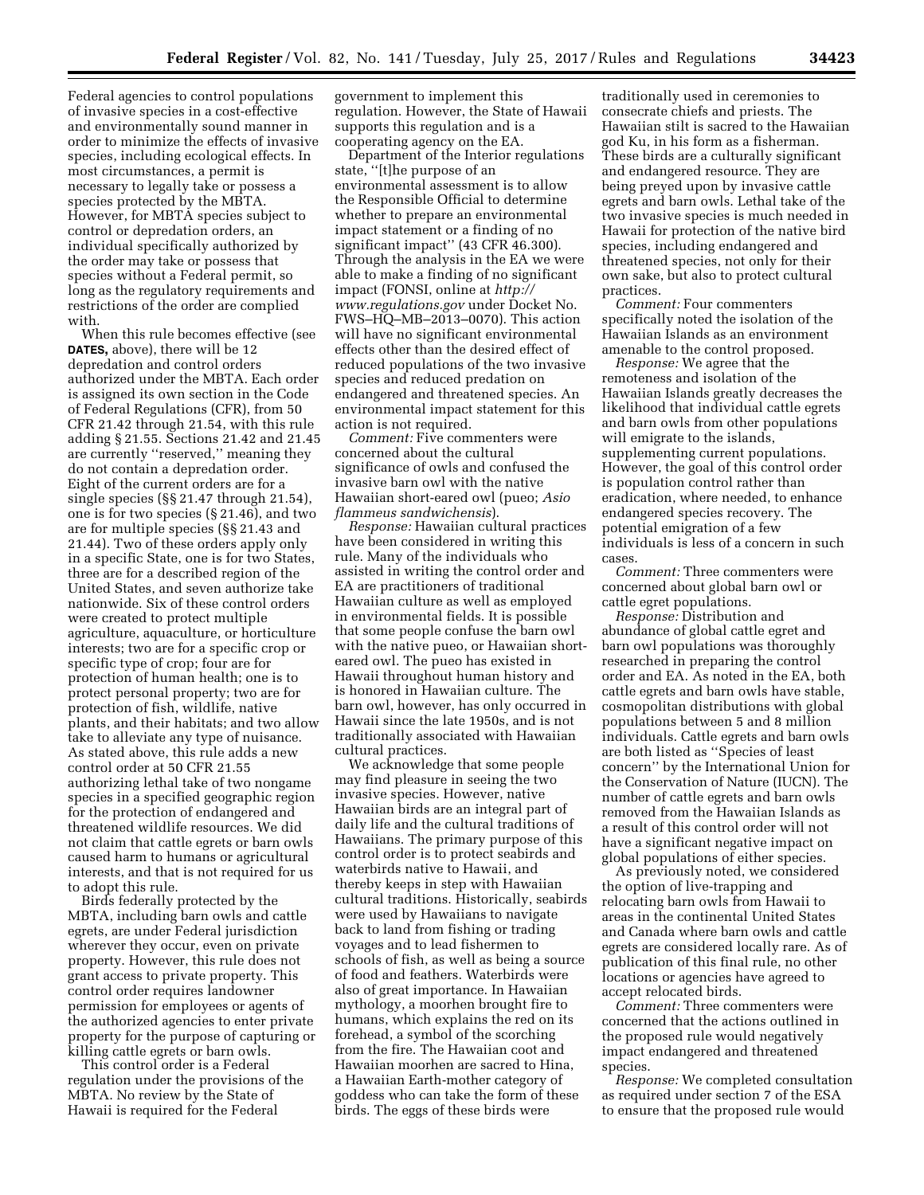Federal agencies to control populations of invasive species in a cost-effective and environmentally sound manner in order to minimize the effects of invasive species, including ecological effects. In most circumstances, a permit is necessary to legally take or possess a species protected by the MBTA. However, for MBTA species subject to control or depredation orders, an individual specifically authorized by the order may take or possess that species without a Federal permit, so long as the regulatory requirements and restrictions of the order are complied with.

When this rule becomes effective (see **DATES,** above), there will be 12 depredation and control orders authorized under the MBTA. Each order is assigned its own section in the Code of Federal Regulations (CFR), from 50 CFR 21.42 through 21.54, with this rule adding § 21.55. Sections 21.42 and 21.45 are currently ''reserved,'' meaning they do not contain a depredation order. Eight of the current orders are for a single species (§§ 21.47 through 21.54), one is for two species (§ 21.46), and two are for multiple species (§§ 21.43 and 21.44). Two of these orders apply only in a specific State, one is for two States, three are for a described region of the United States, and seven authorize take nationwide. Six of these control orders were created to protect multiple agriculture, aquaculture, or horticulture interests; two are for a specific crop or specific type of crop; four are for protection of human health; one is to protect personal property; two are for protection of fish, wildlife, native plants, and their habitats; and two allow take to alleviate any type of nuisance. As stated above, this rule adds a new control order at 50 CFR 21.55 authorizing lethal take of two nongame species in a specified geographic region for the protection of endangered and threatened wildlife resources. We did not claim that cattle egrets or barn owls caused harm to humans or agricultural interests, and that is not required for us to adopt this rule.

Birds federally protected by the MBTA, including barn owls and cattle egrets, are under Federal jurisdiction wherever they occur, even on private property. However, this rule does not grant access to private property. This control order requires landowner permission for employees or agents of the authorized agencies to enter private property for the purpose of capturing or killing cattle egrets or barn owls.

This control order is a Federal regulation under the provisions of the MBTA. No review by the State of Hawaii is required for the Federal government to implement this regulation. However, the State of Hawaii supports this regulation and is a cooperating agency on the EA.

Department of the Interior regulations state, ''[t]he purpose of an environmental assessment is to allow the Responsible Official to determine whether to prepare an environmental impact statement or a finding of no significant impact'' (43 CFR 46.300). Through the analysis in the EA we were able to make a finding of no significant impact (FONSI, online at *http://www.regulations.gov* under Docket No. FWS–HQ–MB–2013–0070). This action will have no significant environmental effects other than the desired effect of reduced populations of the two invasive species and reduced predation on endangered and threatened species. An environmental impact statement for this action is not required.

*Comment:* Five commenters were concerned about the cultural significance of owls and confused the invasive barn owl with the native Hawaiian short-eared owl (pueo; *Asio flammeus sandwichensis*).

*Response:* Hawaiian cultural practices have been considered in writing this rule. Many of the individuals who assisted in writing the control order and EA are practitioners of traditional Hawaiian culture as well as employed in environmental fields. It is possible that some people confuse the barn owl with the native pueo, or Hawaiian short-eared owl. The pueo has existed in Hawaii throughout human history and is honored in Hawaiian culture. The barn owl, however, has only occurred in Hawaii since the late 1950s, and is not traditionally associated with Hawaiian cultural practices.

We acknowledge that some people may find pleasure in seeing the two invasive species. However, native Hawaiian birds are an integral part of daily life and the cultural traditions of Hawaiians. The primary purpose of this control order is to protect seabirds and waterbirds native to Hawaii, and thereby keeps in step with Hawaiian cultural traditions. Historically, seabirds were used by Hawaiians to navigate back to land from fishing or trading voyages and to lead fishermen to schools of fish, as well as being a source of food and feathers. Waterbirds were also of great importance. In Hawaiian mythology, a moorhen brought fire to humans, which explains the red on its forehead, a symbol of the scorching from the fire. The Hawaiian coot and Hawaiian moorhen are sacred to Hina, a Hawaiian Earth-mother category of goddess who can take the form of these birds. The eggs of these birds were traditionally used in ceremonies to consecrate chiefs and priests. The Hawaiian stilt is sacred to the Hawaiian god Ku, in his form as a fisherman. These birds are a culturally significant and endangered resource. They are being preyed upon by invasive cattle egrets and barn owls. Lethal take of the two invasive species is much needed in Hawaii for protection of the native bird species, including endangered and threatened species, not only for their own sake, but also to protect cultural practices.

*Comment:* Four commenters specifically noted the isolation of the Hawaiian Islands as an environment amenable to the control proposed.

*Response:* We agree that the remoteness and isolation of the Hawaiian Islands greatly decreases the likelihood that individual cattle egrets and barn owls from other populations will emigrate to the islands, supplementing current populations. However, the goal of this control order is population control rather than eradication, where needed, to enhance endangered species recovery. The potential emigration of a few individuals is less of a concern in such cases.

*Comment:* Three commenters were concerned about global barn owl or cattle egret populations.

*Response:* Distribution and abundance of global cattle egret and barn owl populations was thoroughly researched in preparing the control order and EA. As noted in the EA, both cattle egrets and barn owls have stable, cosmopolitan distributions with global populations between 5 and 8 million individuals. Cattle egrets and barn owls are both listed as ''Species of least concern'' by the International Union for the Conservation of Nature (IUCN). The number of cattle egrets and barn owls removed from the Hawaiian Islands as a result of this control order will not have a significant negative impact on global populations of either species.

As previously noted, we considered the option of live-trapping and relocating barn owls from Hawaii to areas in the continental United States and Canada where barn owls and cattle egrets are considered locally rare. As of publication of this final rule, no other locations or agencies have agreed to accept relocated birds.

*Comment:* Three commenters were concerned that the actions outlined in the proposed rule would negatively impact endangered and threatened species.

*Response:* We completed consultation as required under section 7 of the ESA to ensure that the proposed rule would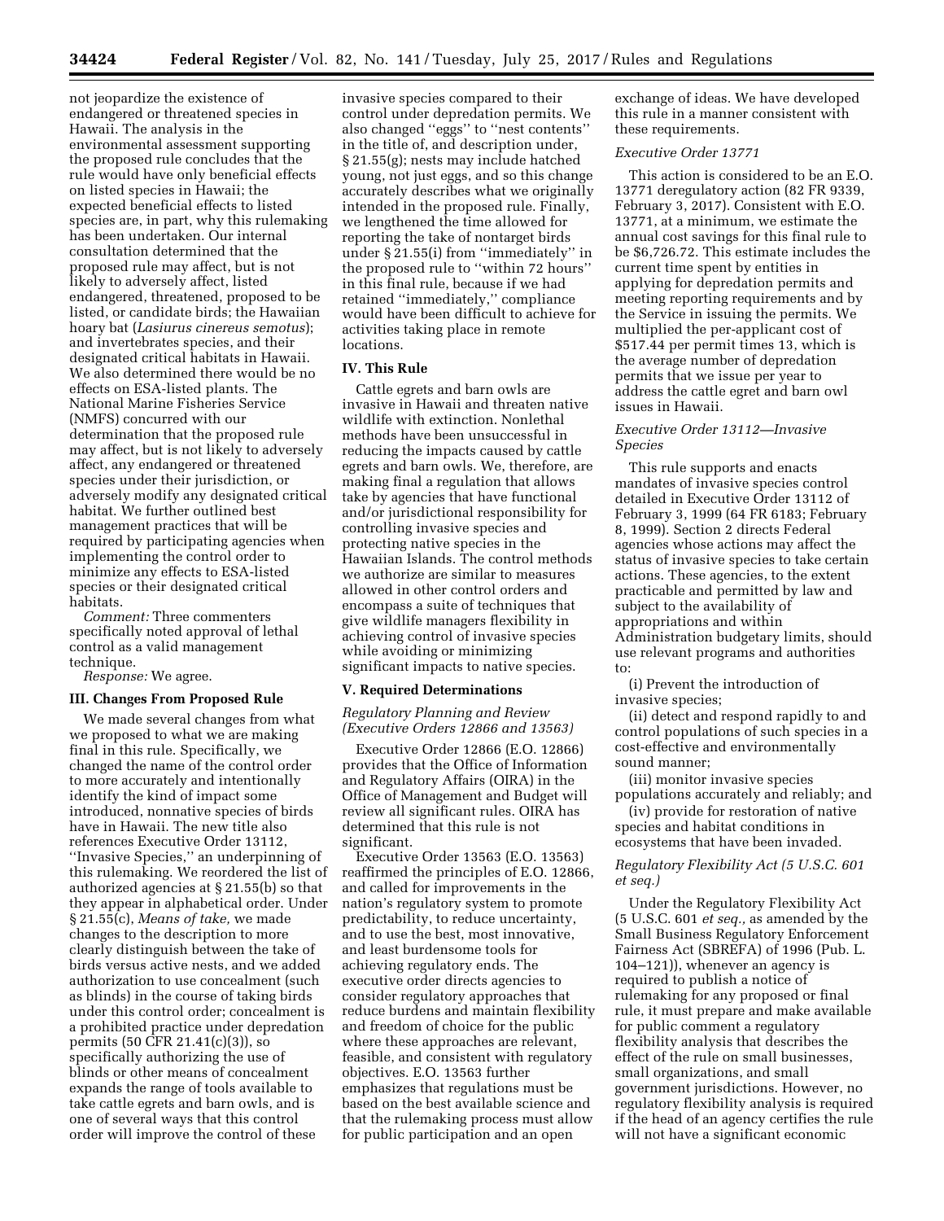not jeopardize the existence of endangered or threatened species in Hawaii. The analysis in the environmental assessment supporting the proposed rule concludes that the rule would have only beneficial effects on listed species in Hawaii; the expected beneficial effects to listed species are, in part, why this rulemaking has been undertaken. Our internal consultation determined that the proposed rule may affect, but is not likely to adversely affect, listed endangered, threatened, proposed to be listed, or candidate birds; the Hawaiian hoary bat (*Lasiurus cinereus semotus*); and invertebrates species, and their designated critical habitats in Hawaii. We also determined there would be no effects on ESA-listed plants. The National Marine Fisheries Service (NMFS) concurred with our determination that the proposed rule may affect, but is not likely to adversely affect, any endangered or threatened species under their jurisdiction, or adversely modify any designated critical habitat. We further outlined best management practices that will be required by participating agencies when implementing the control order to minimize any effects to ESA-listed species or their designated critical habitats.

*Comment:* Three commenters specifically noted approval of lethal control as a valid management technique.

*Response:* We agree.

## III. Changes From Proposed Rule

We made several changes from what we proposed to what we are making final in this rule. Specifically, we changed the name of the control order to more accurately and intentionally identify the kind of impact some introduced, nonnative species of birds have in Hawaii. The new title also references Executive Order 13112, ''Invasive Species,'' an underpinning of this rulemaking. We reordered the list of authorized agencies at § 21.55(b) so that they appear in alphabetical order. Under § 21.55(c), *Means of take,* we made changes to the description to more clearly distinguish between the take of birds versus active nests, and we added authorization to use concealment (such as blinds) in the course of taking birds under this control order; concealment is a prohibited practice under depredation permits (50 CFR 21.41(c)(3)), so specifically authorizing the use of blinds or other means of concealment expands the range of tools available to take cattle egrets and barn owls, and is one of several ways that this control order will improve the control of these invasive species compared to their control under depredation permits. We also changed ''eggs'' to ''nest contents'' in the title of, and description under, § 21.55(g); nests may include hatched young, not just eggs, and so this change accurately describes what we originally intended in the proposed rule. Finally, we lengthened the time allowed for reporting the take of nontarget birds under § 21.55(i) from ''immediately'' in the proposed rule to ''within 72 hours'' in this final rule, because if we had retained ''immediately,'' compliance would have been difficult to achieve for activities taking place in remote locations.

## IV. This Rule

Cattle egrets and barn owls are invasive in Hawaii and threaten native wildlife with extinction. Nonlethal methods have been unsuccessful in reducing the impacts caused by cattle egrets and barn owls. We, therefore, are making final a regulation that allows take by agencies that have functional and/or jurisdictional responsibility for controlling invasive species and protecting native species in the Hawaiian Islands. The control methods we authorize are similar to measures allowed in other control orders and encompass a suite of techniques that give wildlife managers flexibility in achieving control of invasive species while avoiding or minimizing significant impacts to native species.

## V. Required Determinations

### *Regulatory Planning and Review (Executive Orders 12866 and 13563)*

Executive Order 12866 (E.O. 12866) provides that the Office of Information and Regulatory Affairs (OIRA) in the Office of Management and Budget will review all significant rules. OIRA has determined that this rule is not significant.

Executive Order 13563 (E.O. 13563) reaffirmed the principles of E.O. 12866, and called for improvements in the nation's regulatory system to promote predictability, to reduce uncertainty, and to use the best, most innovative, and least burdensome tools for achieving regulatory ends. The executive order directs agencies to consider regulatory approaches that reduce burdens and maintain flexibility and freedom of choice for the public where these approaches are relevant, feasible, and consistent with regulatory objectives. E.O. 13563 further emphasizes that regulations must be based on the best available science and that the rulemaking process must allow for public participation and an open exchange of ideas. We have developed this rule in a manner consistent with these requirements.

### *Executive Order 13771*

This action is considered to be an E.O. 13771 deregulatory action (82 FR 9339, February 3, 2017). Consistent with E.O. 13771, at a minimum, we estimate the annual cost savings for this final rule to be $6,726.72. This estimate includes the current time spent by entities in applying for depredation permits and meeting reporting requirements and by the Service in issuing the permits. We multiplied the per-applicant cost of $517.44 per permit times 13, which is the average number of depredation permits that we issue per year to address the cattle egret and barn owl issues in Hawaii.

### *Executive Order 13112—Invasive Species*

This rule supports and enacts mandates of invasive species control detailed in Executive Order 13112 of February 3, 1999 (64 FR 6183; February 8, 1999). Section 2 directs Federal agencies whose actions may affect the status of invasive species to take certain actions. These agencies, to the extent practicable and permitted by law and subject to the availability of appropriations and within Administration budgetary limits, should use relevant programs and authorities to:

(i) Prevent the introduction of invasive species;

(ii) detect and respond rapidly to and control populations of such species in a cost-effective and environmentally sound manner;

(iii) monitor invasive species populations accurately and reliably; and

(iv) provide for restoration of native species and habitat conditions in ecosystems that have been invaded.

### *Regulatory Flexibility Act (5 U.S.C. 601 et seq.)*

Under the Regulatory Flexibility Act (5 U.S.C. 601 *et seq.,* as amended by the Small Business Regulatory Enforcement Fairness Act (SBREFA) of 1996 (Pub. L. 104–121)), whenever an agency is required to publish a notice of rulemaking for any proposed or final rule, it must prepare and make available for public comment a regulatory flexibility analysis that describes the effect of the rule on small businesses, small organizations, and small government jurisdictions. However, no regulatory flexibility analysis is required if the head of an agency certifies the rule will not have a significant economic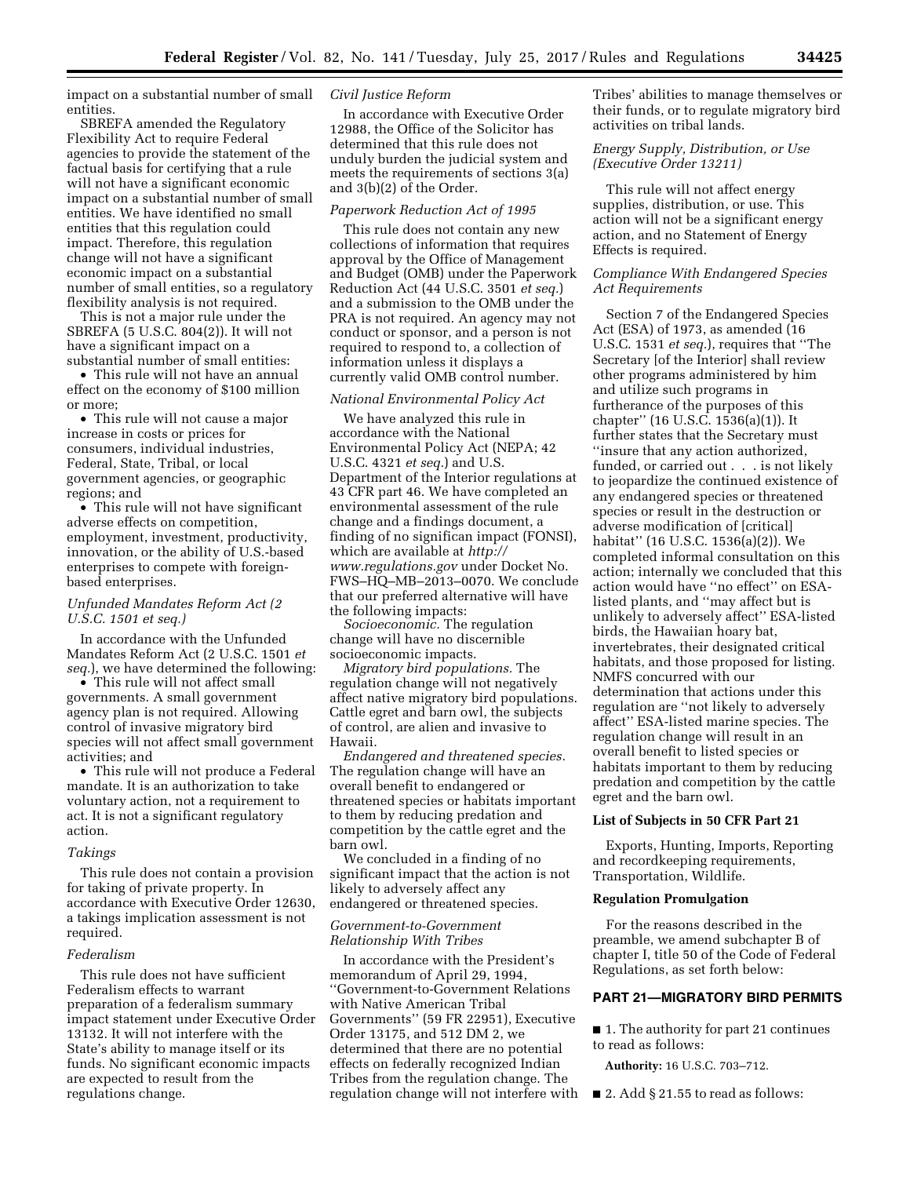impact on a substantial number of small entities.

SBREFA amended the Regulatory Flexibility Act to require Federal agencies to provide the statement of the factual basis for certifying that a rule will not have a significant economic impact on a substantial number of small entities. We have identified no small entities that this regulation could impact. Therefore, this regulation change will not have a significant economic impact on a substantial number of small entities, so a regulatory flexibility analysis is not required.

This is not a major rule under the SBREFA (5 U.S.C. 804(2)). It will not have a significant impact on a substantial number of small entities:

- This rule will not have an annual effect on the economy of $100 million or more;
- This rule will not cause a major increase in costs or prices for consumers, individual industries, Federal, State, Tribal, or local government agencies, or geographic regions; and
- This rule will not have significant adverse effects on competition, employment, investment, productivity, innovation, or the ability of U.S.-based enterprises to compete with foreign-based enterprises.

*Unfunded Mandates Reform Act (2 U.S.C. 1501 et seq.)*

In accordance with the Unfunded Mandates Reform Act (2 U.S.C. 1501 *et seq.*), we have determined the following:

- This rule will not affect small governments. A small government agency plan is not required. Allowing control of invasive migratory bird species will not affect small government activities; and
- This rule will not produce a Federal mandate. It is an authorization to take voluntary action, not a requirement to act. It is not a significant regulatory action.

*Takings*

This rule does not contain a provision for taking of private property. In accordance with Executive Order 12630, a takings implication assessment is not required.

*Federalism*

This rule does not have sufficient Federalism effects to warrant preparation of a federalism summary impact statement under Executive Order 13132. It will not interfere with the State's ability to manage itself or its funds. No significant economic impacts are expected to result from the regulations change.

*Civil Justice Reform*

In accordance with Executive Order 12988, the Office of the Solicitor has determined that this rule does not unduly burden the judicial system and meets the requirements of sections 3(a) and 3(b)(2) of the Order.

*Paperwork Reduction Act of 1995*

This rule does not contain any new collections of information that requires approval by the Office of Management and Budget (OMB) under the Paperwork Reduction Act (44 U.S.C. 3501 *et seq.*) and a submission to the OMB under the PRA is not required. An agency may not conduct or sponsor, and a person is not required to respond to, a collection of information unless it displays a currently valid OMB control number.

*National Environmental Policy Act*

We have analyzed this rule in accordance with the National Environmental Policy Act (NEPA; 42 U.S.C. 4321 *et seq.*) and U.S. Department of the Interior regulations at 43 CFR part 46. We have completed an environmental assessment of the rule change and a findings document, a finding of no significan impact (FONSI), which are available at *http://www.regulations.gov* under Docket No. FWS–HQ–MB–2013–0070. We conclude that our preferred alternative will have the following impacts:

*Socioeconomic.* The regulation change will have no discernible socioeconomic impacts.

*Migratory bird populations.* The regulation change will not negatively affect native migratory bird populations. Cattle egret and barn owl, the subjects of control, are alien and invasive to Hawaii.

*Endangered and threatened species.* The regulation change will have an overall benefit to endangered or threatened species or habitats important to them by reducing predation and competition by the cattle egret and the barn owl.

We concluded in a finding of no significant impact that the action is not likely to adversely affect any endangered or threatened species.

*Government-to-Government Relationship With Tribes*

In accordance with the President's memorandum of April 29, 1994, "Government-to-Government Relations with Native American Tribal Governments" (59 FR 22951), Executive Order 13175, and 512 DM 2, we determined that there are no potential effects on federally recognized Indian Tribes from the regulation change. The regulation change will not interfere with Tribes' abilities to manage themselves or their funds, or to regulate migratory bird activities on tribal lands.

*Energy Supply, Distribution, or Use (Executive Order 13211)*

This rule will not affect energy supplies, distribution, or use. This action will not be a significant energy action, and no Statement of Energy Effects is required.

*Compliance With Endangered Species Act Requirements*

Section 7 of the Endangered Species Act (ESA) of 1973, as amended (16 U.S.C. 1531 *et seq.*), requires that "The Secretary [of the Interior] shall review other programs administered by him and utilize such programs in furtherance of the purposes of this chapter" (16 U.S.C. 1536(a)(1)). It further states that the Secretary must "insure that any action authorized, funded, or carried out . . . is not likely to jeopardize the continued existence of any endangered species or threatened species or result in the destruction or adverse modification of [critical] habitat" (16 U.S.C. 1536(a)(2)). We completed informal consultation on this action; internally we concluded that this action would have "no effect" on ESA-listed plants, and "may affect but is unlikely to adversely affect" ESA-listed birds, the Hawaiian hoary bat, invertebrates, their designated critical habitats, and those proposed for listing. NMFS concurred with our determination that actions under this regulation are "not likely to adversely affect" ESA-listed marine species. The regulation change will result in an overall benefit to listed species or habitats important to them by reducing predation and competition by the cattle egret and the barn owl.

**List of Subjects in 50 CFR Part 21**

Exports, Hunting, Imports, Reporting and recordkeeping requirements, Transportation, Wildlife.

**Regulation Promulgation**

For the reasons described in the preamble, we amend subchapter B of chapter I, title 50 of the Code of Federal Regulations, as set forth below:

## PART 21—MIGRATORY BIRD PERMITS

■ 1. The authority for part 21 continues to read as follows:

**Authority:** 16 U.S.C. 703–712.

■ 2. Add § 21.55 to read as follows: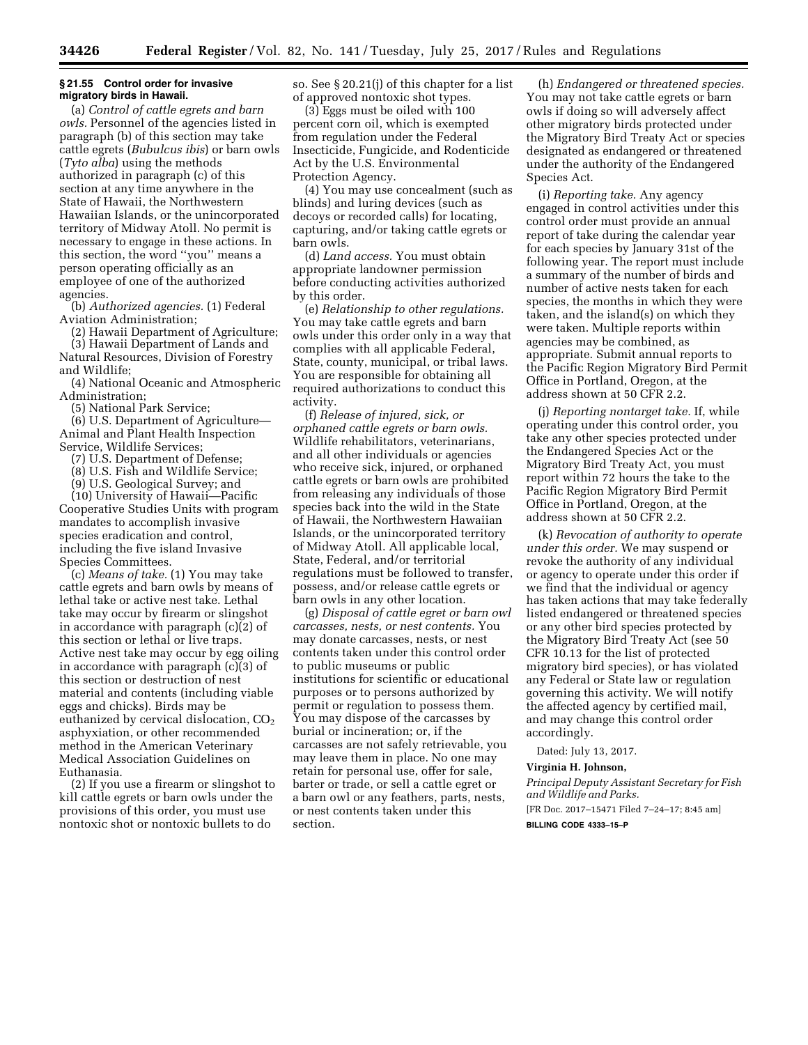### § 21.55 Control order for invasive migratory birds in Hawaii.

(a) *Control of cattle egrets and barn owls.* Personnel of the agencies listed in paragraph (b) of this section may take cattle egrets (*Bubulcus ibis*) or barn owls (*Tyto alba*) using the methods authorized in paragraph (c) of this section at any time anywhere in the State of Hawaii, the Northwestern Hawaiian Islands, or the unincorporated territory of Midway Atoll. No permit is necessary to engage in these actions. In this section, the word ''you'' means a person operating officially as an employee of one of the authorized agencies.

(b) *Authorized agencies.* (1) Federal Aviation Administration;

(2) Hawaii Department of Agriculture;

(3) Hawaii Department of Lands and Natural Resources, Division of Forestry and Wildlife;

(4) National Oceanic and Atmospheric Administration;

(5) National Park Service;

(6) U.S. Department of Agriculture—Animal and Plant Health Inspection Service, Wildlife Services;

(7) U.S. Department of Defense;

(8) U.S. Fish and Wildlife Service;

(9) U.S. Geological Survey; and

(10) University of Hawaii—Pacific Cooperative Studies Units with program mandates to accomplish invasive species eradication and control, including the five island Invasive Species Committees.

(c) *Means of take.* (1) You may take cattle egrets and barn owls by means of lethal take or active nest take. Lethal take may occur by firearm or slingshot in accordance with paragraph (c)(2) of this section or lethal or live traps. Active nest take may occur by egg oiling in accordance with paragraph (c)(3) of this section or destruction of nest material and contents (including viable eggs and chicks). Birds may be euthanized by cervical dislocation, $CO_2$ asphyxiation, or other recommended method in the American Veterinary Medical Association Guidelines on Euthanasia.

(2) If you use a firearm or slingshot to kill cattle egrets or barn owls under the provisions of this order, you must use nontoxic shot or nontoxic bullets to do so. See § 20.21(j) of this chapter for a list of approved nontoxic shot types.

(3) Eggs must be oiled with 100 percent corn oil, which is exempted from regulation under the Federal Insecticide, Fungicide, and Rodenticide Act by the U.S. Environmental Protection Agency.

(4) You may use concealment (such as blinds) and luring devices (such as decoys or recorded calls) for locating, capturing, and/or taking cattle egrets or barn owls.

(d) *Land access.* You must obtain appropriate landowner permission before conducting activities authorized by this order.

(e) *Relationship to other regulations.* You may take cattle egrets and barn owls under this order only in a way that complies with all applicable Federal, State, county, municipal, or tribal laws. You are responsible for obtaining all required authorizations to conduct this activity.

(f) *Release of injured, sick, or orphaned cattle egrets or barn owls.* Wildlife rehabilitators, veterinarians, and all other individuals or agencies who receive sick, injured, or orphaned cattle egrets or barn owls are prohibited from releasing any individuals of those species back into the wild in the State of Hawaii, the Northwestern Hawaiian Islands, or the unincorporated territory of Midway Atoll. All applicable local, State, Federal, and/or territorial regulations must be followed to transfer, possess, and/or release cattle egrets or barn owls in any other location.

(g) *Disposal of cattle egret or barn owl carcasses, nests, or nest contents.* You may donate carcasses, nests, or nest contents taken under this control order to public museums or public institutions for scientific or educational purposes or to persons authorized by permit or regulation to possess them. You may dispose of the carcasses by burial or incineration; or, if the carcasses are not safely retrievable, you may leave them in place. No one may retain for personal use, offer for sale, barter or trade, or sell a cattle egret or a barn owl or any feathers, parts, nests, or nest contents taken under this section.

(h) *Endangered or threatened species.* You may not take cattle egrets or barn owls if doing so will adversely affect other migratory birds protected under the Migratory Bird Treaty Act or species designated as endangered or threatened under the authority of the Endangered Species Act.

(i) *Reporting take.* Any agency engaged in control activities under this control order must provide an annual report of take during the calendar year for each species by January 31st of the following year. The report must include a summary of the number of birds and number of active nests taken for each species, the months in which they were taken, and the island(s) on which they were taken. Multiple reports within agencies may be combined, as appropriate. Submit annual reports to the Pacific Region Migratory Bird Permit Office in Portland, Oregon, at the address shown at 50 CFR 2.2.

(j) *Reporting nontarget take.* If, while operating under this control order, you take any other species protected under the Endangered Species Act or the Migratory Bird Treaty Act, you must report within 72 hours the take to the Pacific Region Migratory Bird Permit Office in Portland, Oregon, at the address shown at 50 CFR 2.2.

(k) *Revocation of authority to operate under this order.* We may suspend or revoke the authority of any individual or agency to operate under this order if we find that the individual or agency has taken actions that may take federally listed endangered or threatened species or any other bird species protected by the Migratory Bird Treaty Act (see 50 CFR 10.13 for the list of protected migratory bird species), or has violated any Federal or State law or regulation governing this activity. We will notify the affected agency by certified mail, and may change this control order accordingly.

Dated: July 13, 2017.

**Virginia H. Johnson,**

*Principal Deputy Assistant Secretary for Fish and Wildlife and Parks.*

[FR Doc. 2017–15471 Filed 7–24–17; 8:45 am]

**BILLING CODE 4333–15–P**